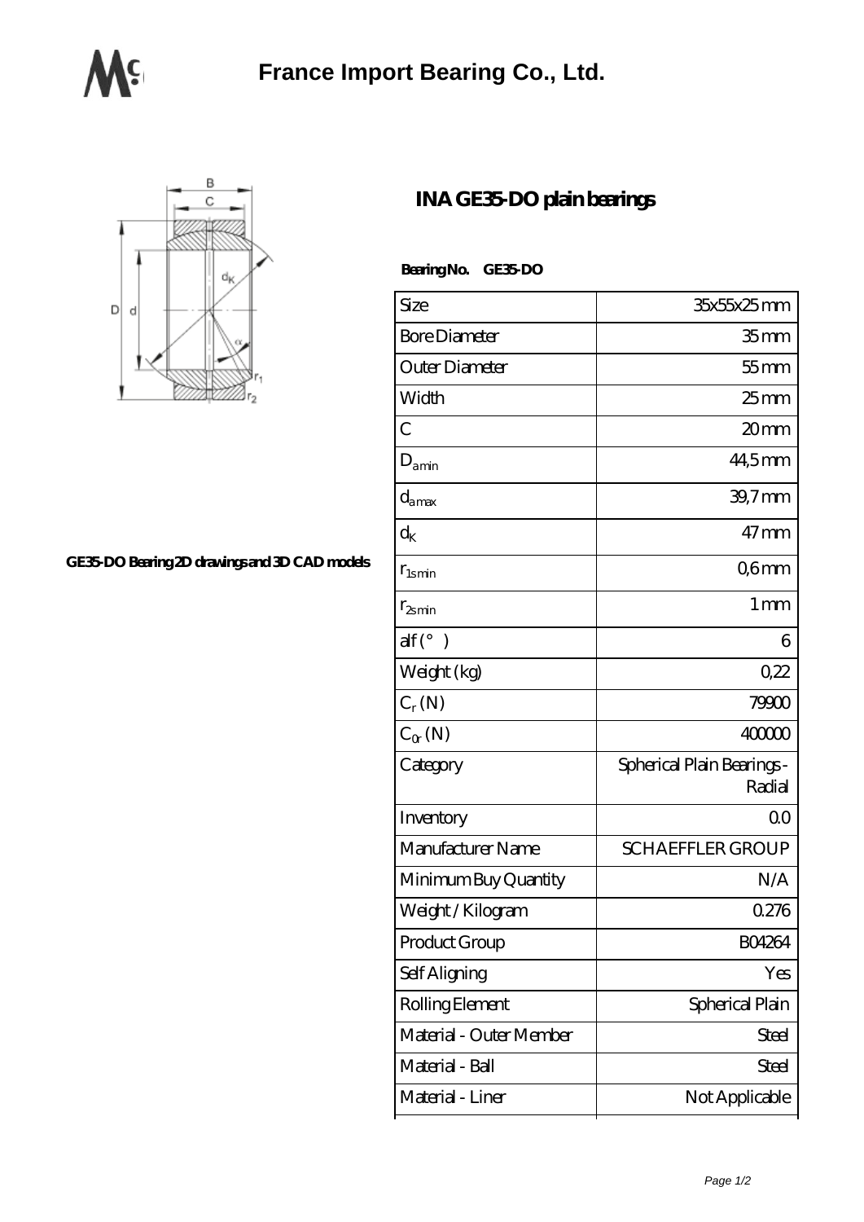// France Import Bearing Co., Ltd.

# INA GE35-DO plain bearings

GE35-DO Bearing 2D drawings and 3D CAD models

**Bearing No. GE35-DO**

| Size | 35x55x25 mm |
|---|---|
| Bore Diameter | 35 mm |
| Outer Diameter | 55 mm |
| Width | 25 mm |
| C | 20 mm |
| $D_{a min}$ | 44,5 mm |
| $d_{a max}$ | 39,7 mm |
| $d_K$ | 47 mm |
| $r_{1s min}$ | 0,6 mm |
| $r_{2s min}$ | 1 mm |
| alf (°) | 6 |
| Weight (kg) | 0,22 |
| $C_r$ (N) | 79900 |
| $C_{0r}$ (N) | 400000 |
| Category | Spherical Plain Bearings - Radial |
| Inventory | 0.0 |
| Manufacturer Name | SCHAEFFLER GROUP |
| Minimum Buy Quantity | N/A |
| Weight / Kilogram | 0.276 |
| Product Group | B04264 |
| Self Aligning | Yes |
| Rolling Element | Spherical Plain |
| Material - Outer Member | Steel |
| Material - Ball | Steel |
| Material - Liner | Not Applicable |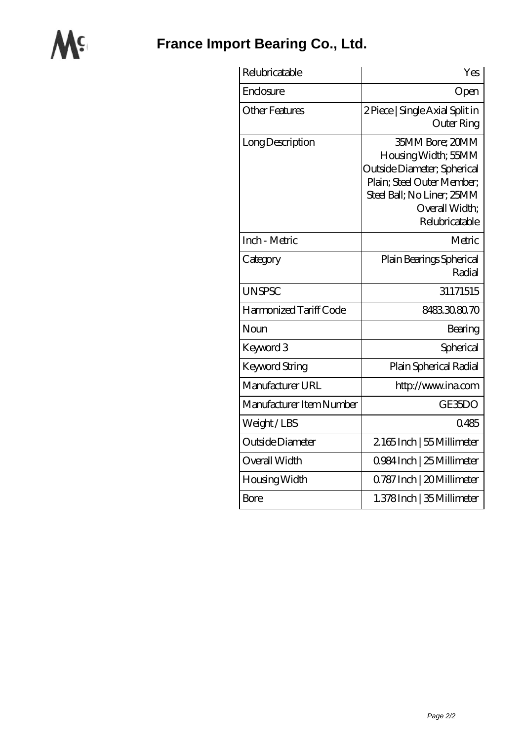# France Import Bearing Co., Ltd.

| | |
|---|---|
| Relubricatable | Yes |
| Enclosure | Open |
| Other Features | 2 Piece \| Single Axial Split in Outer Ring |
| Long Description | 35MM Bore; 20MM Housing Width; 55MM Outside Diameter; Spherical Plain; Steel Outer Member; Steel Ball; No Liner; 25MM Overall Width; Relubricatable |
| Inch - Metric | Metric |
| Category | Plain Bearings Spherical Radial |
| UNSPSC | 31171515 |
| Harmonized Tariff Code | 8483.30.80.70 |
| Noun | Bearing |
| Keyword 3 | Spherical |
| Keyword String | Plain Spherical Radial |
| Manufacturer URL | http://www.ina.com |
| Manufacturer Item Number | GE35DO |
| Weight / LBS | 0.485 |
| Outside Diameter | 2.165 Inch \| 55 Millimeter |
| Overall Width | 0.984 Inch \| 25 Millimeter |
| Housing Width | 0.787 Inch \| 20 Millimeter |
| Bore | 1.378 Inch \| 35 Millimeter |